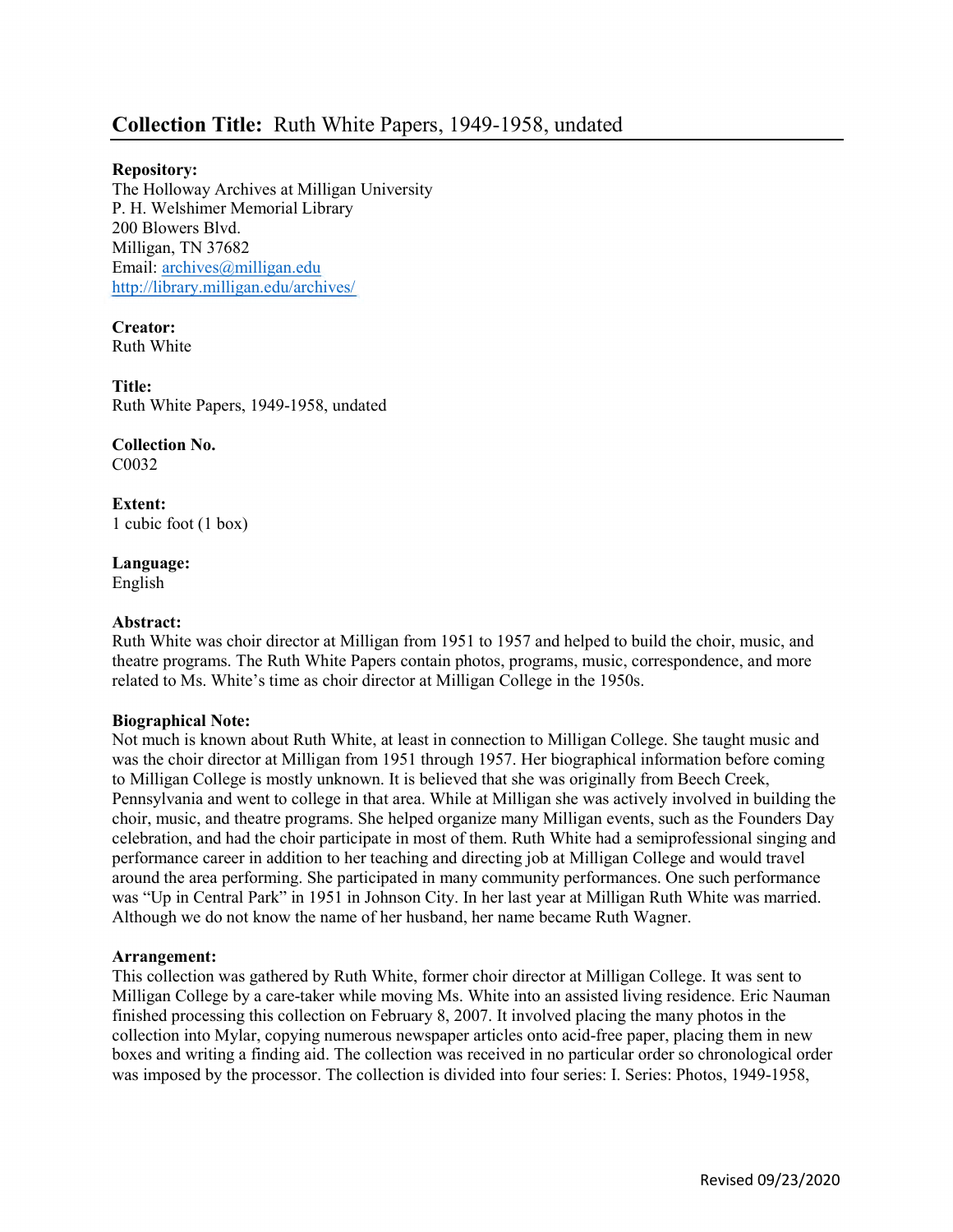# **Collection Title:** Ruth White Papers, 1949-1958, undated

**Repository:**
The Holloway Archives at Milligan University
P. H. Welshimer Memorial Library
200 Blowers Blvd.
Milligan, TN 37682
Email: archives@milligan.edu
http://library.milligan.edu/archives/

**Creator:**
Ruth White

**Title:**
Ruth White Papers, 1949-1958, undated

**Collection No.**
C0032

**Extent:**
1 cubic foot (1 box)

**Language:**
English

**Abstract:**
Ruth White was choir director at Milligan from 1951 to 1957 and helped to build the choir, music, and theatre programs. The Ruth White Papers contain photos, programs, music, correspondence, and more related to Ms. White's time as choir director at Milligan College in the 1950s.

**Biographical Note:**
Not much is known about Ruth White, at least in connection to Milligan College. She taught music and was the choir director at Milligan from 1951 through 1957. Her biographical information before coming to Milligan College is mostly unknown. It is believed that she was originally from Beech Creek, Pennsylvania and went to college in that area. While at Milligan she was actively involved in building the choir, music, and theatre programs. She helped organize many Milligan events, such as the Founders Day celebration, and had the choir participate in most of them. Ruth White had a semiprofessional singing and performance career in addition to her teaching and directing job at Milligan College and would travel around the area performing. She participated in many community performances. One such performance was "Up in Central Park" in 1951 in Johnson City. In her last year at Milligan Ruth White was married. Although we do not know the name of her husband, her name became Ruth Wagner.

**Arrangement:**
This collection was gathered by Ruth White, former choir director at Milligan College. It was sent to Milligan College by a care-taker while moving Ms. White into an assisted living residence. Eric Nauman finished processing this collection on February 8, 2007. It involved placing the many photos in the collection into Mylar, copying numerous newspaper articles onto acid-free paper, placing them in new boxes and writing a finding aid. The collection was received in no particular order so chronological order was imposed by the processor. The collection is divided into four series: I. Series: Photos, 1949-1958,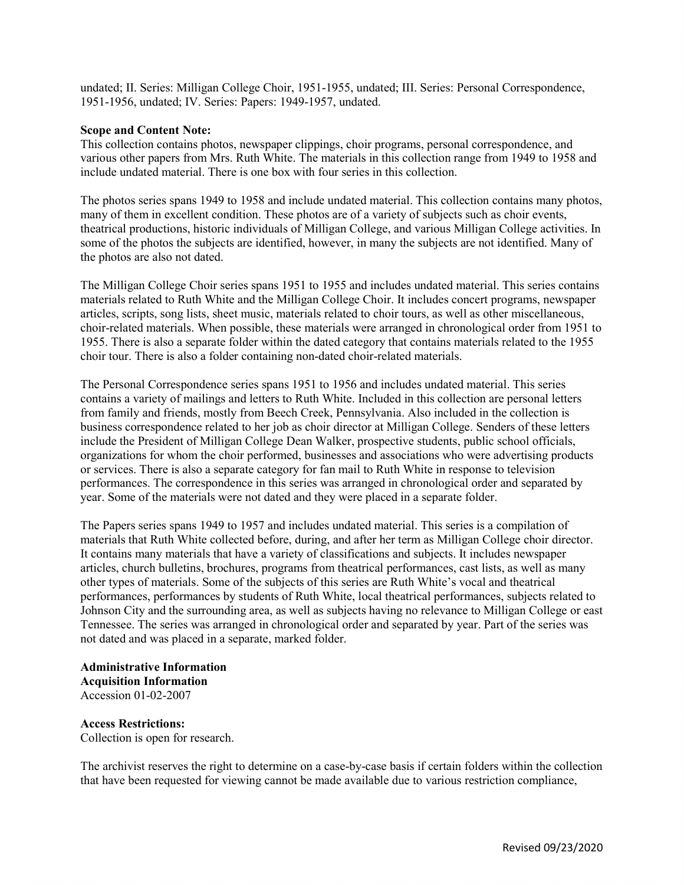undated; II. Series: Milligan College Choir, 1951-1955, undated; III. Series: Personal Correspondence, 1951-1956, undated; IV. Series: Papers: 1949-1957, undated.

**Scope and Content Note:**
This collection contains photos, newspaper clippings, choir programs, personal correspondence, and various other papers from Mrs. Ruth White. The materials in this collection range from 1949 to 1958 and include undated material. There is one box with four series in this collection.

The photos series spans 1949 to 1958 and include undated material. This collection contains many photos, many of them in excellent condition. These photos are of a variety of subjects such as choir events, theatrical productions, historic individuals of Milligan College, and various Milligan College activities. In some of the photos the subjects are identified, however, in many the subjects are not identified. Many of the photos are also not dated.

The Milligan College Choir series spans 1951 to 1955 and includes undated material. This series contains materials related to Ruth White and the Milligan College Choir. It includes concert programs, newspaper articles, scripts, song lists, sheet music, materials related to choir tours, as well as other miscellaneous, choir-related materials. When possible, these materials were arranged in chronological order from 1951 to 1955. There is also a separate folder within the dated category that contains materials related to the 1955 choir tour. There is also a folder containing non-dated choir-related materials.

The Personal Correspondence series spans 1951 to 1956 and includes undated material. This series contains a variety of mailings and letters to Ruth White. Included in this collection are personal letters from family and friends, mostly from Beech Creek, Pennsylvania. Also included in the collection is business correspondence related to her job as choir director at Milligan College. Senders of these letters include the President of Milligan College Dean Walker, prospective students, public school officials, organizations for whom the choir performed, businesses and associations who were advertising products or services. There is also a separate category for fan mail to Ruth White in response to television performances. The correspondence in this series was arranged in chronological order and separated by year. Some of the materials were not dated and they were placed in a separate folder.

The Papers series spans 1949 to 1957 and includes undated material. This series is a compilation of materials that Ruth White collected before, during, and after her term as Milligan College choir director. It contains many materials that have a variety of classifications and subjects. It includes newspaper articles, church bulletins, brochures, programs from theatrical performances, cast lists, as well as many other types of materials. Some of the subjects of this series are Ruth White's vocal and theatrical performances, performances by students of Ruth White, local theatrical performances, subjects related to Johnson City and the surrounding area, as well as subjects having no relevance to Milligan College or east Tennessee. The series was arranged in chronological order and separated by year. Part of the series was not dated and was placed in a separate, marked folder.

**Administrative Information**
**Acquisition Information**
Accession 01-02-2007

**Access Restrictions:**
Collection is open for research.

The archivist reserves the right to determine on a case-by-case basis if certain folders within the collection that have been requested for viewing cannot be made available due to various restriction compliance,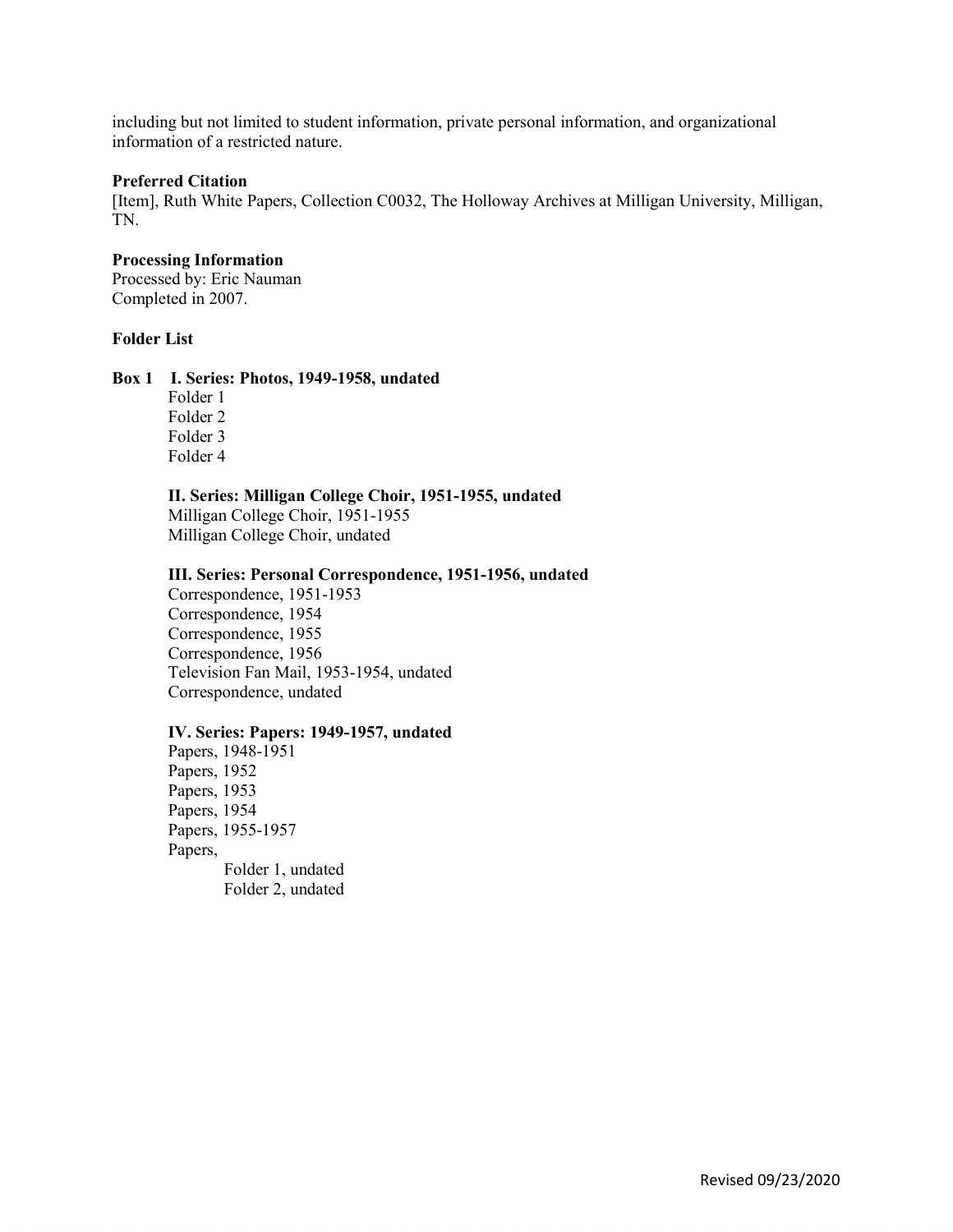including but not limited to student information, private personal information, and organizational information of a restricted nature.

**Preferred Citation**

[Item], Ruth White Papers, Collection C0032, The Holloway Archives at Milligan University, Milligan, TN.

**Processing Information**

Processed by: Eric Nauman
Completed in 2007.

**Folder List**

**Box 1 I. Series: Photos, 1949-1958, undated**

Folder 1
Folder 2
Folder 3
Folder 4

**II. Series: Milligan College Choir, 1951-1955, undated**

Milligan College Choir, 1951-1955
Milligan College Choir, undated

**III. Series: Personal Correspondence, 1951-1956, undated**

Correspondence, 1951-1953
Correspondence, 1954
Correspondence, 1955
Correspondence, 1956
Television Fan Mail, 1953-1954, undated
Correspondence, undated

**IV. Series: Papers: 1949-1957, undated**

Papers, 1948-1951
Papers, 1952
Papers, 1953
Papers, 1954
Papers, 1955-1957
Papers,
  Folder 1, undated
  Folder 2, undated

Revised 09/23/2020